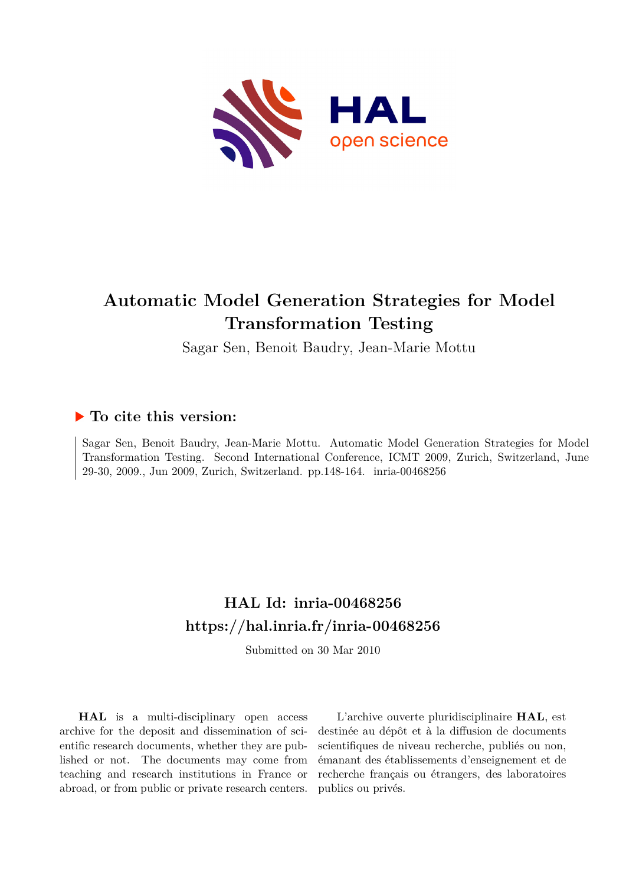# Automatic Model Generation Strategies for Model Transformation Testing

Sagar Sen, Benoit Baudry, Jean-Marie Mottu

## ▶ To cite this version:

Sagar Sen, Benoit Baudry, Jean-Marie Mottu. Automatic Model Generation Strategies for Model Transformation Testing. Second International Conference, ICMT 2009, Zurich, Switzerland, June 29-30, 2009., Jun 2009, Zurich, Switzerland. pp.148-164. inria-00468256

## HAL Id: inria-00468256
## https://hal.inria.fr/inria-00468256

Submitted on 30 Mar 2010

**HAL** is a multi-disciplinary open access archive for the deposit and dissemination of scientific research documents, whether they are published or not. The documents may come from teaching and research institutions in France or abroad, or from public or private research centers.

L'archive ouverte pluridisciplinaire **HAL**, est destinée au dépôt et à la diffusion de documents scientifiques de niveau recherche, publiés ou non, émanant des établissements d'enseignement et de recherche français ou étrangers, des laboratoires publics ou privés.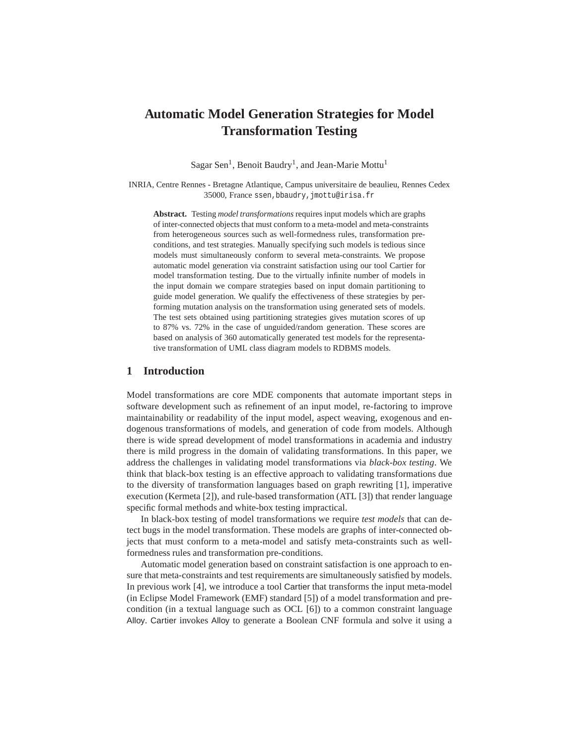# Automatic Model Generation Strategies for Model Transformation Testing

Sagar Sen[1], Benoit Baudry[1], and Jean-Marie Mottu[1]

INRIA, Centre Rennes - Bretagne Atlantique, Campus universitaire de beaulieu, Rennes Cedex 35000, France ssen,bbaudry,jmottu@irisa.fr

**Abstract.** Testing *model transformations* requires input models which are graphs of inter-connected objects that must conform to a meta-model and meta-constraints from heterogeneous sources such as well-formedness rules, transformation pre-conditions, and test strategies. Manually specifying such models is tedious since models must simultaneously conform to several meta-constraints. We propose automatic model generation via constraint satisfaction using our tool Cartier for model transformation testing. Due to the virtually infinite number of models in the input domain we compare strategies based on input domain partitioning to guide model generation. We qualify the effectiveness of these strategies by performing mutation analysis on the transformation using generated sets of models. The test sets obtained using partitioning strategies gives mutation scores of up to 87% vs. 72% in the case of unguided/random generation. These scores are based on analysis of 360 automatically generated test models for the representative transformation of UML class diagram models to RDBMS models.

## 1 Introduction

Model transformations are core MDE components that automate important steps in software development such as refinement of an input model, re-factoring to improve maintainability or readability of the input model, aspect weaving, exogenous and endogenous transformations of models, and generation of code from models. Although there is wide spread development of model transformations in academia and industry there is mild progress in the domain of validating transformations. In this paper, we address the challenges in validating model transformations via *black-box testing*. We think that black-box testing is an effective approach to validating transformations due to the diversity of transformation languages based on graph rewriting [1], imperative execution (Kermeta [2]), and rule-based transformation (ATL [3]) that render language specific formal methods and white-box testing impractical.

In black-box testing of model transformations we require *test models* that can detect bugs in the model transformation. These models are graphs of inter-connected objects that must conform to a meta-model and satisfy meta-constraints such as well-formedness rules and transformation pre-conditions.

Automatic model generation based on constraint satisfaction is one approach to ensure that meta-constraints and test requirements are simultaneously satisfied by models. In previous work [4], we introduce a tool Cartier that transforms the input meta-model (in Eclipse Model Framework (EMF) standard [5]) of a model transformation and pre-condition (in a textual language such as OCL [6]) to a common constraint language Alloy. Cartier invokes Alloy to generate a Boolean CNF formula and solve it using a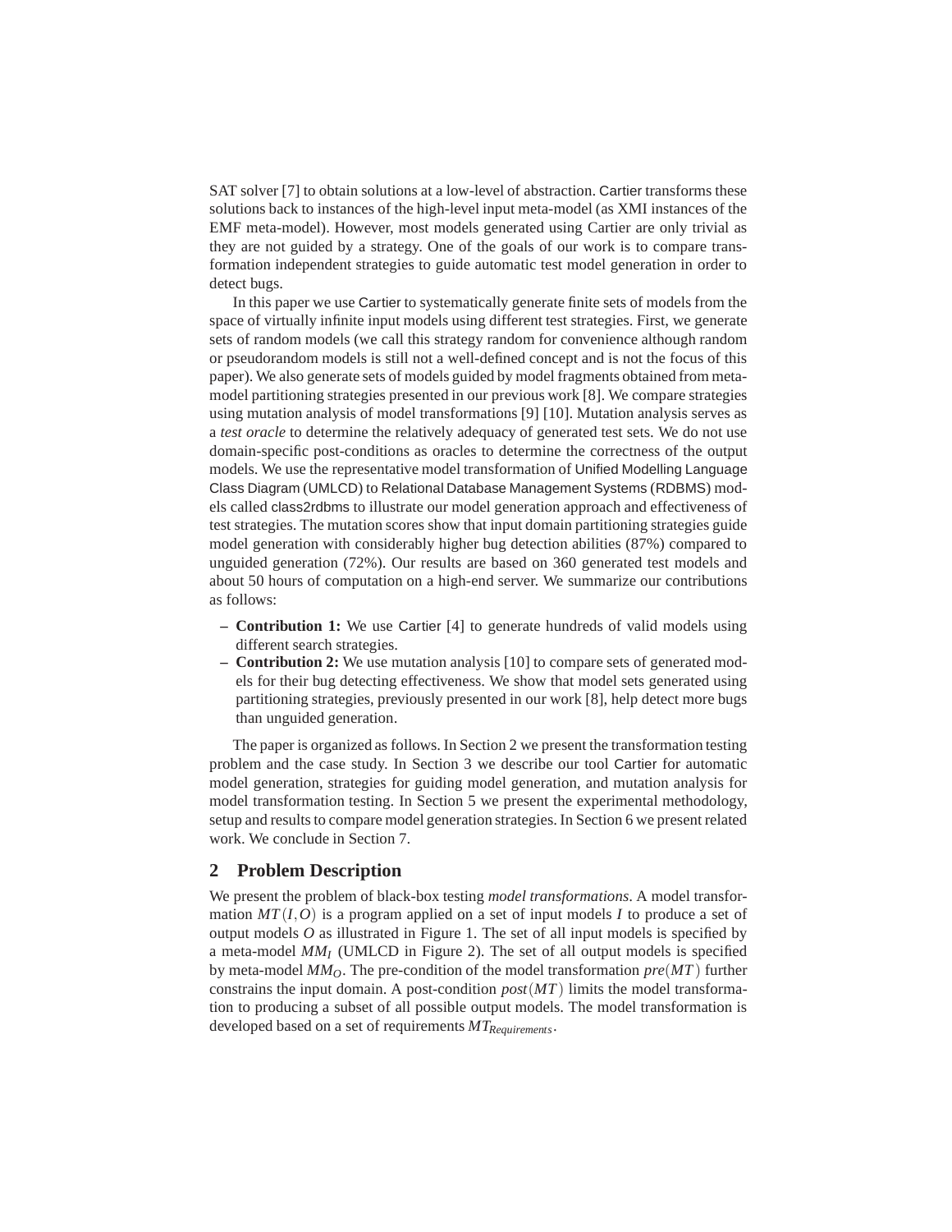SAT solver [7] to obtain solutions at a low-level of abstraction. Cartier transforms these solutions back to instances of the high-level input meta-model (as XMI instances of the EMF meta-model). However, most models generated using Cartier are only trivial as they are not guided by a strategy. One of the goals of our work is to compare transformation independent strategies to guide automatic test model generation in order to detect bugs.

In this paper we use Cartier to systematically generate finite sets of models from the space of virtually infinite input models using different test strategies. First, we generate sets of random models (we call this strategy random for convenience although random or pseudorandom models is still not a well-defined concept and is not the focus of this paper). We also generate sets of models guided by model fragments obtained from meta-model partitioning strategies presented in our previous work [8]. We compare strategies using mutation analysis of model transformations [9] [10]. Mutation analysis serves as a *test oracle* to determine the relatively adequacy of generated test sets. We do not use domain-specific post-conditions as oracles to determine the correctness of the output models. We use the representative model transformation of Unified Modelling Language Class Diagram (UMLCD) to Relational Database Management Systems (RDBMS) models called class2rdbms to illustrate our model generation approach and effectiveness of test strategies. The mutation scores show that input domain partitioning strategies guide model generation with considerably higher bug detection abilities (87%) compared to unguided generation (72%). Our results are based on 360 generated test models and about 50 hours of computation on a high-end server. We summarize our contributions as follows:

- **Contribution 1:** We use Cartier [4] to generate hundreds of valid models using different search strategies.
- **Contribution 2:** We use mutation analysis [10] to compare sets of generated models for their bug detecting effectiveness. We show that model sets generated using partitioning strategies, previously presented in our work [8], help detect more bugs than unguided generation.

The paper is organized as follows. In Section 2 we present the transformation testing problem and the case study. In Section 3 we describe our tool Cartier for automatic model generation, strategies for guiding model generation, and mutation analysis for model transformation testing. In Section 5 we present the experimental methodology, setup and results to compare model generation strategies. In Section 6 we present related work. We conclude in Section 7.

## 2 Problem Description

We present the problem of black-box testing *model transformations*. A model transformation $MT(I,O)$ is a program applied on a set of input models $I$ to produce a set of output models $O$ as illustrated in Figure 1. The set of all input models is specified by a meta-model $MM_I$ (UMLCD in Figure 2). The set of all output models is specified by meta-model $MM_O$. The pre-condition of the model transformation $pre(MT)$ further constrains the input domain. A post-condition $post(MT)$ limits the model transformation to producing a subset of all possible output models. The model transformation is developed based on a set of requirements $MT_{Requirements}$.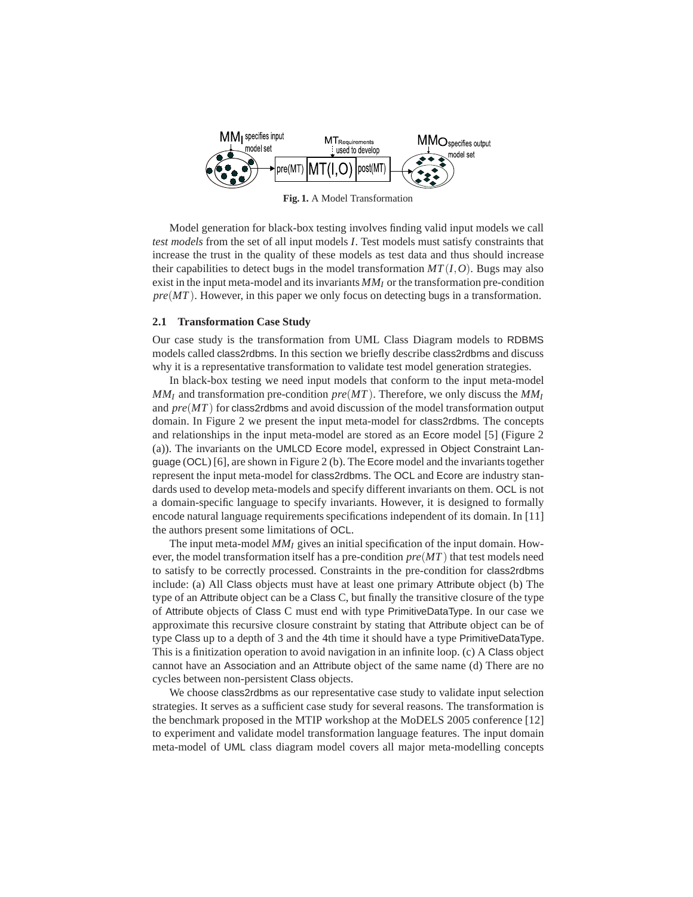**Fig. 1.** A Model Transformation

Model generation for black-box testing involves finding valid input models we call *test models* from the set of all input models $I$. Test models must satisfy constraints that increase the trust in the quality of these models as test data and thus should increase their capabilities to detect bugs in the model transformation $MT(I,O)$. Bugs may also exist in the input meta-model and its invariants $MM_I$ or the transformation pre-condition $pre(MT)$. However, in this paper we only focus on detecting bugs in a transformation.

### 2.1 Transformation Case Study

Our case study is the transformation from UML Class Diagram models to RDBMS models called class2rdbms. In this section we briefly describe class2rdbms and discuss why it is a representative transformation to validate test model generation strategies.

In black-box testing we need input models that conform to the input meta-model $MM_I$ and transformation pre-condition $pre(MT)$. Therefore, we only discuss the $MM_I$ and $pre(MT)$ for class2rdbms and avoid discussion of the model transformation output domain. In Figure 2 we present the input meta-model for class2rdbms. The concepts and relationships in the input meta-model are stored as an Ecore model [5] (Figure 2 (a)). The invariants on the UMLCD Ecore model, expressed in Object Constraint Language (OCL) [6], are shown in Figure 2 (b). The Ecore model and the invariants together represent the input meta-model for class2rdbms. The OCL and Ecore are industry standards used to develop meta-models and specify different invariants on them. OCL is not a domain-specific language to specify invariants. However, it is designed to formally encode natural language requirements specifications independent of its domain. In [11] the authors present some limitations of OCL.

The input meta-model $MM_I$ gives an initial specification of the input domain. However, the model transformation itself has a pre-condition $pre(MT)$ that test models need to satisfy to be correctly processed. Constraints in the pre-condition for class2rdbms include: (a) All Class objects must have at least one primary Attribute object (b) The type of an Attribute object can be a Class C, but finally the transitive closure of the type of Attribute objects of Class C must end with type PrimitiveDataType. In our case we approximate this recursive closure constraint by stating that Attribute object can be of type Class up to a depth of 3 and the 4th time it should have a type PrimitiveDataType. This is a finitization operation to avoid navigation in an infinite loop. (c) A Class object cannot have an Association and an Attribute object of the same name (d) There are no cycles between non-persistent Class objects.

We choose class2rdbms as our representative case study to validate input selection strategies. It serves as a sufficient case study for several reasons. The transformation is the benchmark proposed in the MTIP workshop at the MoDELS 2005 conference [12] to experiment and validate model transformation language features. The input domain meta-model of UML class diagram model covers all major meta-modelling concepts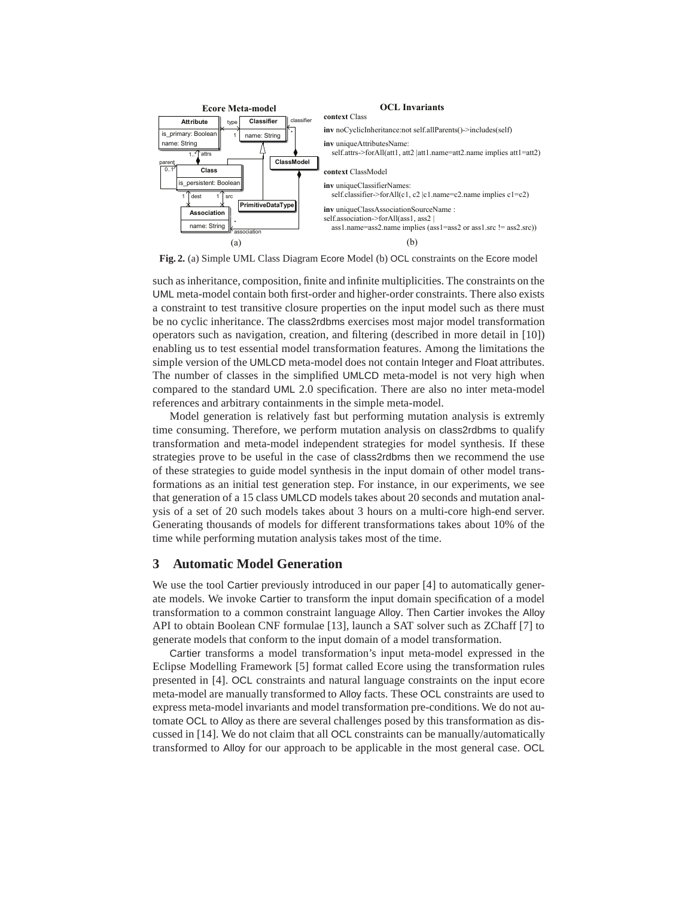**Ecore Meta-model**

**OCL Invariants**

**context** Class

**inv** noCyclicInheritance:not self.allParents()->includes(self)

**inv** uniqueAttributesName:
self.attrs->forAll(att1, att2 |att1.name=att2.name implies att1=att2)

**context** ClassModel

**inv** uniqueClassifierNames:
self.classifier->forAll(c1, c2 |c1.name=c2.name implies c1=c2)

**inv** uniqueClassAssociationSourceName :
self.association->forAll(ass1, ass2 |
ass1.name=ass2.name implies (ass1=ass2 or ass1.src != ass2.src))

(a) (b)

**Fig. 2.** (a) Simple UML Class Diagram Ecore Model (b) OCL constraints on the Ecore model

such as inheritance, composition, finite and infinite multiplicities. The constraints on the UML meta-model contain both first-order and higher-order constraints. There also exists a constraint to test transitive closure properties on the input model such as there must be no cyclic inheritance. The class2rdbms exercises most major model transformation operators such as navigation, creation, and filtering (described in more detail in [10]) enabling us to test essential model transformation features. Among the limitations the simple version of the UMLCD meta-model does not contain Integer and Float attributes. The number of classes in the simplified UMLCD meta-model is not very high when compared to the standard UML 2.0 specification. There are also no inter meta-model references and arbitrary containments in the simple meta-model.

Model generation is relatively fast but performing mutation analysis is extremly time consuming. Therefore, we perform mutation analysis on class2rdbms to qualify transformation and meta-model independent strategies for model synthesis. If these strategies prove to be useful in the case of class2rdbms then we recommend the use of these strategies to guide model synthesis in the input domain of other model transformations as an initial test generation step. For instance, in our experiments, we see that generation of a 15 class UMLCD models takes about 20 seconds and mutation analysis of a set of 20 such models takes about 3 hours on a multi-core high-end server. Generating thousands of models for different transformations takes about 10% of the time while performing mutation analysis takes most of the time.

## 3 Automatic Model Generation

We use the tool Cartier previously introduced in our paper [4] to automatically generate models. We invoke Cartier to transform the input domain specification of a model transformation to a common constraint language Alloy. Then Cartier invokes the Alloy API to obtain Boolean CNF formulae [13], launch a SAT solver such as ZChaff [7] to generate models that conform to the input domain of a model transformation.

Cartier transforms a model transformation's input meta-model expressed in the Eclipse Modelling Framework [5] format called Ecore using the transformation rules presented in [4]. OCL constraints and natural language constraints on the input ecore meta-model are manually transformed to Alloy facts. These OCL constraints are used to express meta-model invariants and model transformation pre-conditions. We do not automate OCL to Alloy as there are several challenges posed by this transformation as discussed in [14]. We do not claim that all OCL constraints can be manually/automatically transformed to Alloy for our approach to be applicable in the most general case. OCL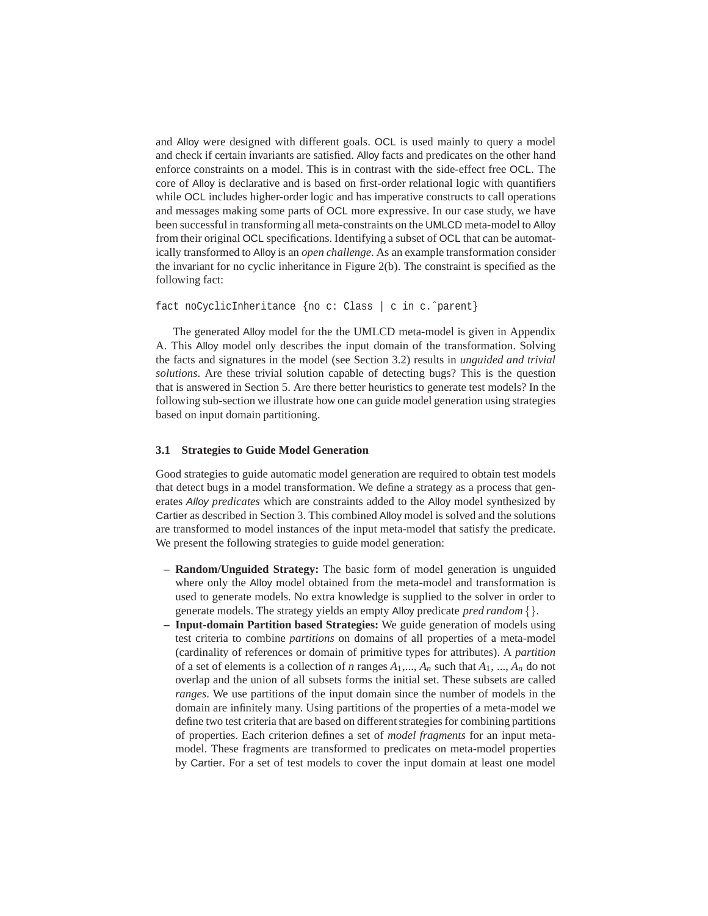and Alloy were designed with different goals. OCL is used mainly to query a model and check if certain invariants are satisfied. Alloy facts and predicates on the other hand enforce constraints on a model. This is in contrast with the side-effect free OCL. The core of Alloy is declarative and is based on first-order relational logic with quantifiers while OCL includes higher-order logic and has imperative constructs to call operations and messages making some parts of OCL more expressive. In our case study, we have been successful in transforming all meta-constraints on the UMLCD meta-model to Alloy from their original OCL specifications. Identifying a subset of OCL that can be automatically transformed to Alloy is an *open challenge*. As an example transformation consider the invariant for no cyclic inheritance in Figure 2(b). The constraint is specified as the following fact:

```
fact noCyclicInheritance {no c: Class | c in c.^parent}
```

The generated Alloy model for the the UMLCD meta-model is given in Appendix A. This Alloy model only describes the input domain of the transformation. Solving the facts and signatures in the model (see Section 3.2) results in *unguided and trivial solutions*. Are these trivial solution capable of detecting bugs? This is the question that is answered in Section 5. Are there better heuristics to generate test models? In the following sub-section we illustrate how one can guide model generation using strategies based on input domain partitioning.

### 3.1 Strategies to Guide Model Generation

Good strategies to guide automatic model generation are required to obtain test models that detect bugs in a model transformation. We define a strategy as a process that generates *Alloy predicates* which are constraints added to the Alloy model synthesized by Cartier as described in Section 3. This combined Alloy model is solved and the solutions are transformed to model instances of the input meta-model that satisfy the predicate. We present the following strategies to guide model generation:

- **Random/Unguided Strategy:** The basic form of model generation is unguided where only the Alloy model obtained from the meta-model and transformation is used to generate models. No extra knowledge is supplied to the solver in order to generate models. The strategy yields an empty Alloy predicate *pred random*{}.
- **Input-domain Partition based Strategies:** We guide generation of models using test criteria to combine *partitions* on domains of all properties of a meta-model (cardinality of references or domain of primitive types for attributes). A *partition* of a set of elements is a collection of $n$ ranges $A_1$,..., $A_n$ such that $A_1$, ..., $A_n$ do not overlap and the union of all subsets forms the initial set. These subsets are called *ranges*. We use partitions of the input domain since the number of models in the domain are infinitely many. Using partitions of the properties of a meta-model we define two test criteria that are based on different strategies for combining partitions of properties. Each criterion defines a set of *model fragments* for an input meta-model. These fragments are transformed to predicates on meta-model properties by Cartier. For a set of test models to cover the input domain at least one model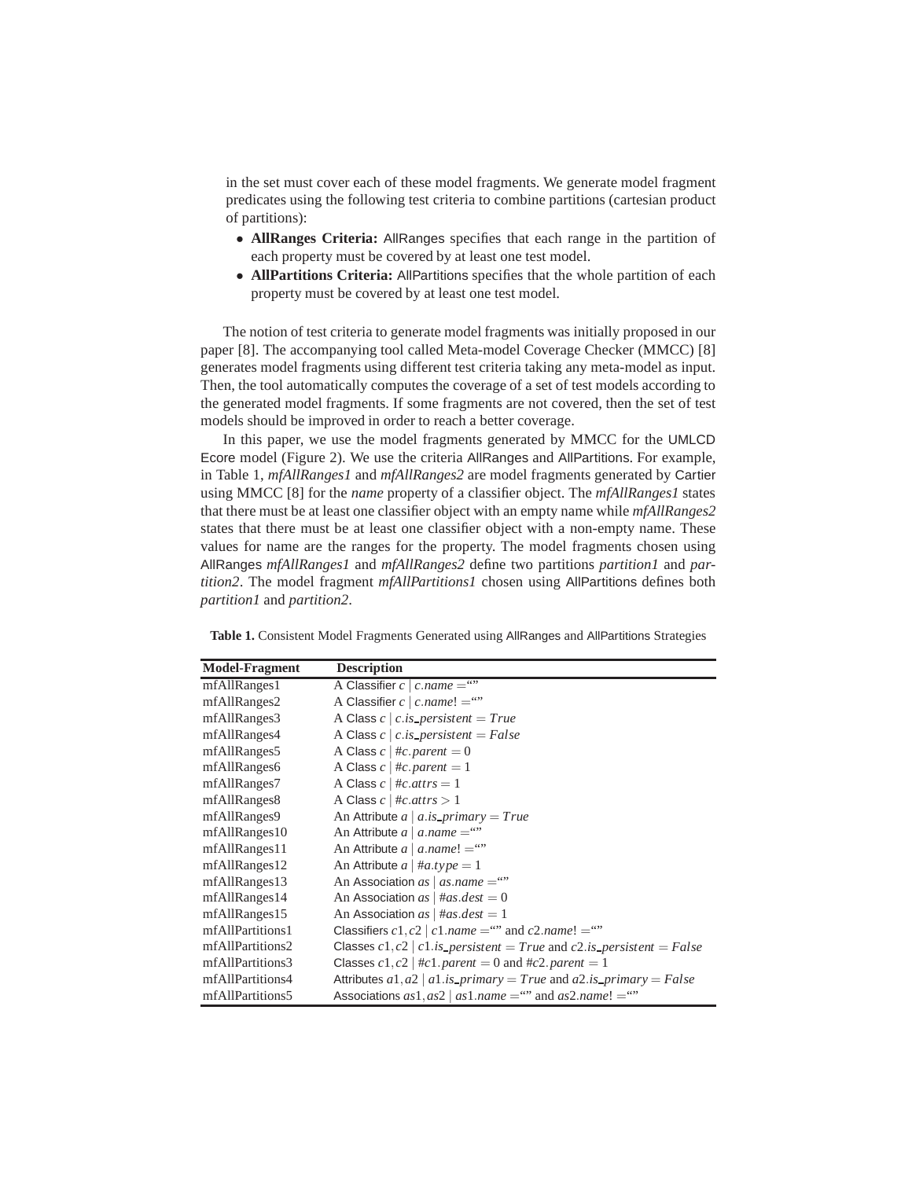in the set must cover each of these model fragments. We generate model fragment predicates using the following test criteria to combine partitions (cartesian product of partitions):

- **AllRanges Criteria:** AllRanges specifies that each range in the partition of each property must be covered by at least one test model.
- **AllPartitions Criteria:** AllPartitions specifies that the whole partition of each property must be covered by at least one test model.

The notion of test criteria to generate model fragments was initially proposed in our paper [8]. The accompanying tool called Meta-model Coverage Checker (MMCC) [8] generates model fragments using different test criteria taking any meta-model as input. Then, the tool automatically computes the coverage of a set of test models according to the generated model fragments. If some fragments are not covered, then the set of test models should be improved in order to reach a better coverage.

In this paper, we use the model fragments generated by MMCC for the UMLCD Ecore model (Figure 2). We use the criteria AllRanges and AllPartitions. For example, in Table 1, *mfAllRanges1* and *mfAllRanges2* are model fragments generated by Cartier using MMCC [8] for the *name* property of a classifier object. The *mfAllRanges1* states that there must be at least one classifier object with an empty name while *mfAllRanges2* states that there must be at least one classifier object with a non-empty name. These values for name are the ranges for the property. The model fragments chosen using AllRanges *mfAllRanges1* and *mfAllRanges2* define two partitions *partition1* and *partition2*. The model fragment *mfAllPartitions1* chosen using AllPartitions defines both *partition1* and *partition2*.

**Table 1.** Consistent Model Fragments Generated using AllRanges and AllPartitions Strategies

| Model-Fragment | Description |
|---|---|
| mfAllRanges1 | A Classifier $c \mid c.name =$ “” |
| mfAllRanges2 | A Classifier $c \mid c.name! =$ “” |
| mfAllRanges3 | A Class $c \mid c.is\_persistent = True$ |
| mfAllRanges4 | A Class $c \mid c.is\_persistent = False$ |
| mfAllRanges5 | A Class $c \mid \#c.parent = 0$ |
| mfAllRanges6 | A Class $c \mid \#c.parent = 1$ |
| mfAllRanges7 | A Class $c \mid \#c.attrs = 1$ |
| mfAllRanges8 | A Class $c \mid \#c.attrs > 1$ |
| mfAllRanges9 | An Attribute $a \mid a.is\_primary = True$ |
| mfAllRanges10 | An Attribute $a \mid a.name =$ “” |
| mfAllRanges11 | An Attribute $a \mid a.name! =$ “” |
| mfAllRanges12 | An Attribute $a \mid \#a.type = 1$ |
| mfAllRanges13 | An Association $as \mid as.name =$ “” |
| mfAllRanges14 | An Association $as \mid \#as.dest = 0$ |
| mfAllRanges15 | An Association $as \mid \#as.dest = 1$ |
| mfAllPartitions1 | Classifiers $c1, c2 \mid c1.name =$ “” and $c2.name! =$ “” |
| mfAllPartitions2 | Classes $c1, c2 \mid c1.is\_persistent = True$ and $c2.is\_persistent = False$ |
| mfAllPartitions3 | Classes $c1, c2 \mid \#c1.parent = 0$ and $\#c2.parent = 1$ |
| mfAllPartitions4 | Attributes $a1, a2 \mid a1.is\_primary = True$ and $a2.is\_primary = False$ |
| mfAllPartitions5 | Associations $as1, as2 \mid as1.name =$ “” and $as2.name! =$ “” |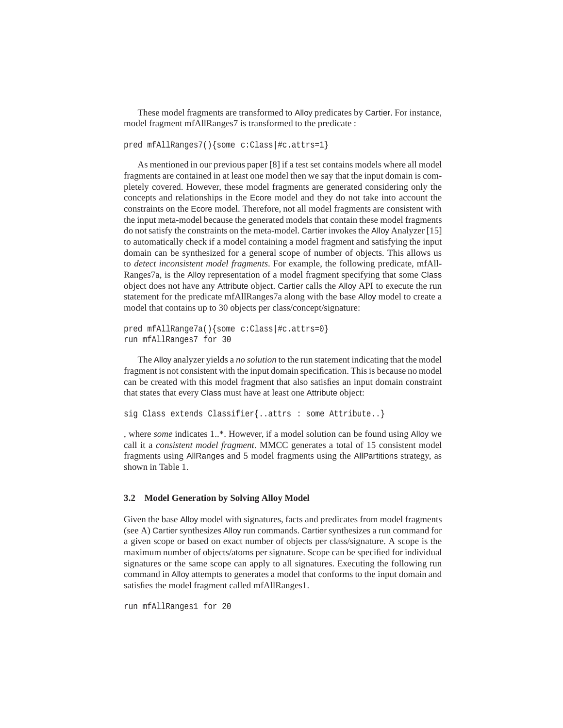These model fragments are transformed to Alloy predicates by Cartier. For instance, model fragment mfAllRanges7 is transformed to the predicate :

```
pred mfAllRanges7(){some c:Class|#c.attrs=1}
```

As mentioned in our previous paper [8] if a test set contains models where all model fragments are contained in at least one model then we say that the input domain is completely covered. However, these model fragments are generated considering only the concepts and relationships in the Ecore model and they do not take into account the constraints on the Ecore model. Therefore, not all model fragments are consistent with the input meta-model because the generated models that contain these model fragments do not satisfy the constraints on the meta-model. Cartier invokes the Alloy Analyzer [15] to automatically check if a model containing a model fragment and satisfying the input domain can be synthesized for a general scope of number of objects. This allows us to *detect inconsistent model fragments*. For example, the following predicate, mfAllRanges7a, is the Alloy representation of a model fragment specifying that some Class object does not have any Attribute object. Cartier calls the Alloy API to execute the run statement for the predicate mfAllRanges7a along with the base Alloy model to create a model that contains up to 30 objects per class/concept/signature:

```
pred mfAllRange7a(){some c:Class|#c.attrs=0}
run mfAllRanges7 for 30
```

The Alloy analyzer yields a *no solution* to the run statement indicating that the model fragment is not consistent with the input domain specification. This is because no model can be created with this model fragment that also satisfies an input domain constraint that states that every Class must have at least one Attribute object:

```
sig Class extends Classifier{..attrs : some Attribute..}
```

, where *some* indicates 1..*. However, if a model solution can be found using Alloy we call it a *consistent model fragment*. MMCC generates a total of 15 consistent model fragments using AllRanges and 5 model fragments using the AllPartitions strategy, as shown in Table 1.

### 3.2 Model Generation by Solving Alloy Model

Given the base Alloy model with signatures, facts and predicates from model fragments (see A) Cartier synthesizes Alloy run commands. Cartier synthesizes a run command for a given scope or based on exact number of objects per class/signature. A scope is the maximum number of objects/atoms per signature. Scope can be specified for individual signatures or the same scope can apply to all signatures. Executing the following run command in Alloy attempts to generates a model that conforms to the input domain and satisfies the model fragment called mfAllRanges1.

```
run mfAllRanges1 for 20
```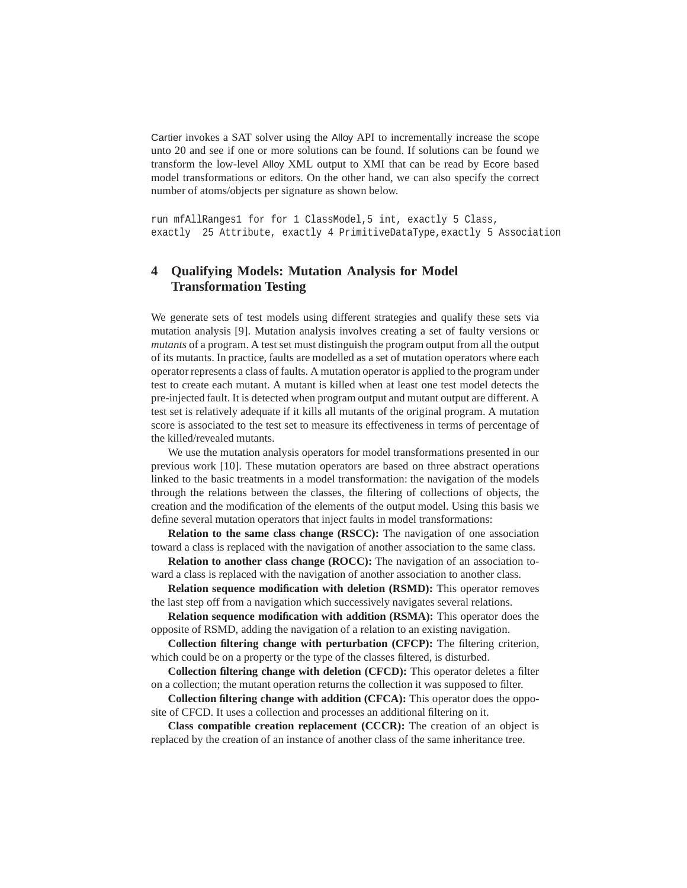Cartier invokes a SAT solver using the Alloy API to incrementally increase the scope unto 20 and see if one or more solutions can be found. If solutions can be found we transform the low-level Alloy XML output to XMI that can be read by Ecore based model transformations or editors. On the other hand, we can also specify the correct number of atoms/objects per signature as shown below.

```
run mfAllRanges1 for for 1 ClassModel,5 int, exactly 5 Class,
exactly  25 Attribute, exactly 4 PrimitiveDataType,exactly 5 Association
```

## 4 Qualifying Models: Mutation Analysis for Model Transformation Testing

We generate sets of test models using different strategies and qualify these sets via mutation analysis [9]. Mutation analysis involves creating a set of faulty versions or *mutants* of a program. A test set must distinguish the program output from all the output of its mutants. In practice, faults are modelled as a set of mutation operators where each operator represents a class of faults. A mutation operator is applied to the program under test to create each mutant. A mutant is killed when at least one test model detects the pre-injected fault. It is detected when program output and mutant output are different. A test set is relatively adequate if it kills all mutants of the original program. A mutation score is associated to the test set to measure its effectiveness in terms of percentage of the killed/revealed mutants.

We use the mutation analysis operators for model transformations presented in our previous work [10]. These mutation operators are based on three abstract operations linked to the basic treatments in a model transformation: the navigation of the models through the relations between the classes, the filtering of collections of objects, the creation and the modification of the elements of the output model. Using this basis we define several mutation operators that inject faults in model transformations:

**Relation to the same class change (RSCC):** The navigation of one association toward a class is replaced with the navigation of another association to the same class.

**Relation to another class change (ROCC):** The navigation of an association toward a class is replaced with the navigation of another association to another class.

**Relation sequence modification with deletion (RSMD):** This operator removes the last step off from a navigation which successively navigates several relations.

**Relation sequence modification with addition (RSMA):** This operator does the opposite of RSMD, adding the navigation of a relation to an existing navigation.

**Collection filtering change with perturbation (CFCP):** The filtering criterion, which could be on a property or the type of the classes filtered, is disturbed.

**Collection filtering change with deletion (CFCD):** This operator deletes a filter on a collection; the mutant operation returns the collection it was supposed to filter.

**Collection filtering change with addition (CFCA):** This operator does the opposite of CFCD. It uses a collection and processes an additional filtering on it.

**Class compatible creation replacement (CCCR):** The creation of an object is replaced by the creation of an instance of another class of the same inheritance tree.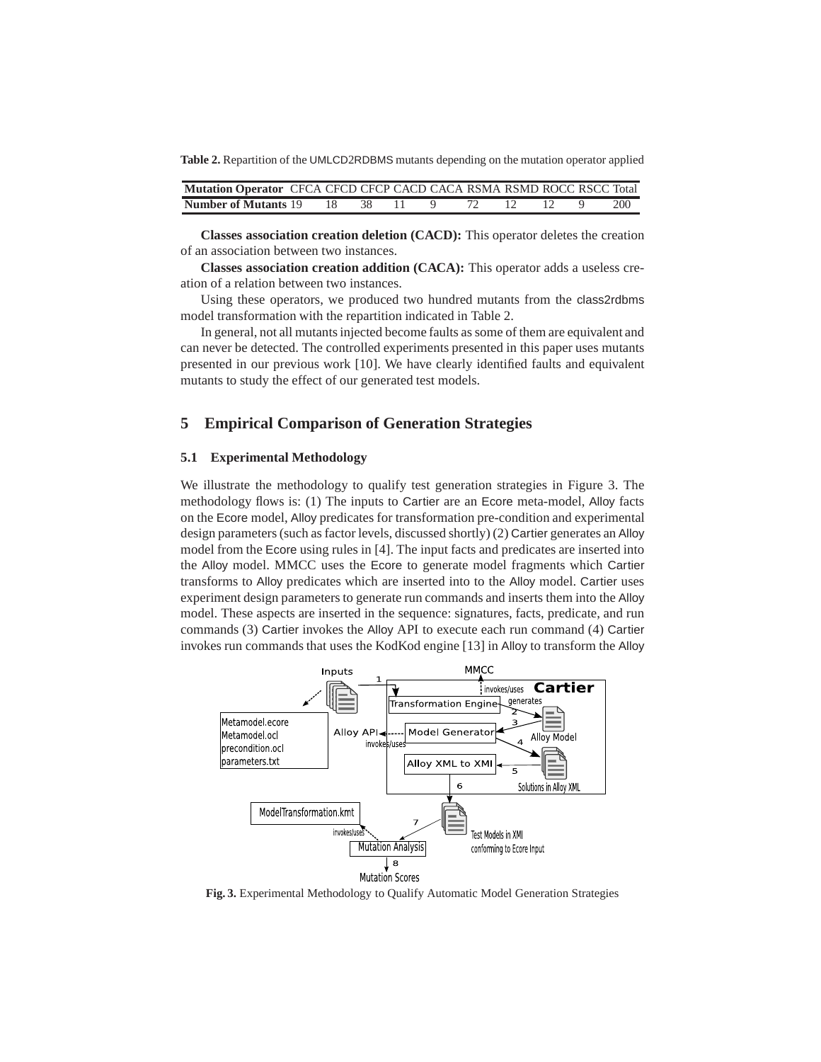**Table 2.** Repartition of the UMLCD2RDBMS mutants depending on the mutation operator applied

| Mutation Operator | CFCA | CFCD | CFCP | CACD | CACA | RSMA | RSMD | ROCC | RSCC | Total |
|---|---|---|---|---|---|---|---|---|---|---|
| Number of Mutants | 19 | 18 | 38 | 11 | 9 | 72 | 12 | 12 | 9 | 200 |

**Classes association creation deletion (CACD):** This operator deletes the creation of an association between two instances.

**Classes association creation addition (CACA):** This operator adds a useless creation of a relation between two instances.

Using these operators, we produced two hundred mutants from the class2rdbms model transformation with the repartition indicated in Table 2.

In general, not all mutants injected become faults as some of them are equivalent and can never be detected. The controlled experiments presented in this paper uses mutants presented in our previous work [10]. We have clearly identified faults and equivalent mutants to study the effect of our generated test models.

## 5 Empirical Comparison of Generation Strategies

### 5.1 Experimental Methodology

We illustrate the methodology to qualify test generation strategies in Figure 3. The methodology flows is: (1) The inputs to Cartier are an Ecore meta-model, Alloy facts on the Ecore model, Alloy predicates for transformation pre-condition and experimental design parameters (such as factor levels, discussed shortly) (2) Cartier generates an Alloy model from the Ecore using rules in [4]. The input facts and predicates are inserted into the Alloy model. MMCC uses the Ecore to generate model fragments which Cartier transforms to Alloy predicates which are inserted into to the Alloy model. Cartier uses experiment design parameters to generate run commands and inserts them into the Alloy model. These aspects are inserted in the sequence: signatures, facts, predicate, and run commands (3) Cartier invokes the Alloy API to execute each run command (4) Cartier invokes run commands that uses the KodKod engine [13] in Alloy to transform the Alloy

**Fig. 3.** Experimental Methodology to Qualify Automatic Model Generation Strategies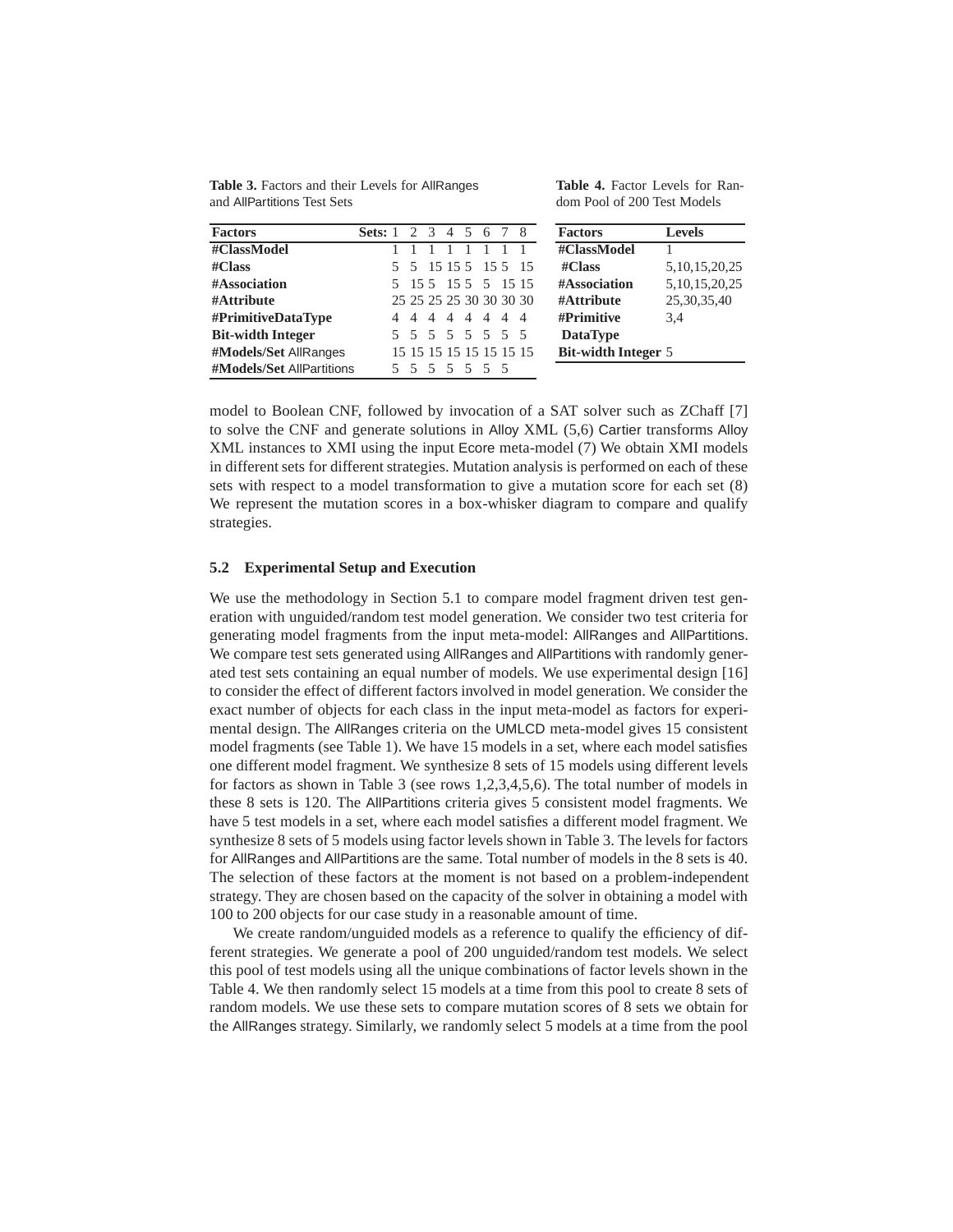**Table 3.** Factors and their Levels for AllRanges and AllPartitions Test Sets

| Factors | Sets: 1 | 2 | 3 | 4 | 5 | 6 | 7 | 8 |
|---|---|---|---|---|---|---|---|---|
| **#ClassModel** | 1 | 1 | 1 | 1 | 1 | 1 | 1 | 1 |
| **#Class** | 5 | 5 | 15 | 15 | 5 | 15 | 5 | 15 |
| **#Association** | 5 | 15 | 5 | 15 | 5 | 5 | 15 | 15 |
| **#Attribute** | 25 | 25 | 25 | 25 | 30 | 30 | 30 | 30 |
| **#PrimitiveDataType** | 4 | 4 | 4 | 4 | 4 | 4 | 4 | 4 |
| **Bit-width Integer** | 5 | 5 | 5 | 5 | 5 | 5 | 5 | 5 |
| **#Models/Set** AllRanges | 15 | 15 | 15 | 15 | 15 | 15 | 15 | 15 |
| **#Models/Set** AllPartitions | 5 | 5 | 5 | 5 | 5 | 5 | 5 | 5 |

**Table 4.** Factor Levels for Random Pool of 200 Test Models

| Factors | Levels |
|---|---|
| **#ClassModel** | 1 |
| **#Class** | 5,10,15,20,25 |
| **#Association** | 5,10,15,20,25 |
| **#Attribute** | 25,30,35,40 |
| **#Primitive DataType** | 3,4 |
| **Bit-width Integer** | 5 |

model to Boolean CNF, followed by invocation of a SAT solver such as ZChaff [7] to solve the CNF and generate solutions in Alloy XML (5,6) Cartier transforms Alloy XML instances to XMI using the input Ecore meta-model (7) We obtain XMI models in different sets for different strategies. Mutation analysis is performed on each of these sets with respect to a model transformation to give a mutation score for each set (8) We represent the mutation scores in a box-whisker diagram to compare and qualify strategies.

### 5.2 Experimental Setup and Execution

We use the methodology in Section 5.1 to compare model fragment driven test generation with unguided/random test model generation. We consider two test criteria for generating model fragments from the input meta-model: AllRanges and AllPartitions. We compare test sets generated using AllRanges and AllPartitions with randomly generated test sets containing an equal number of models. We use experimental design [16] to consider the effect of different factors involved in model generation. We consider the exact number of objects for each class in the input meta-model as factors for experimental design. The AllRanges criteria on the UMLCD meta-model gives 15 consistent model fragments (see Table 1). We have 15 models in a set, where each model satisfies one different model fragment. We synthesize 8 sets of 15 models using different levels for factors as shown in Table 3 (see rows 1,2,3,4,5,6). The total number of models in these 8 sets is 120. The AllPartitions criteria gives 5 consistent model fragments. We have 5 test models in a set, where each model satisfies a different model fragment. We synthesize 8 sets of 5 models using factor levels shown in Table 3. The levels for factors for AllRanges and AllPartitions are the same. Total number of models in the 8 sets is 40. The selection of these factors at the moment is not based on a problem-independent strategy. They are chosen based on the capacity of the solver in obtaining a model with 100 to 200 objects for our case study in a reasonable amount of time.

We create random/unguided models as a reference to qualify the efficiency of different strategies. We generate a pool of 200 unguided/random test models. We select this pool of test models using all the unique combinations of factor levels shown in the Table 4. We then randomly select 15 models at a time from this pool to create 8 sets of random models. We use these sets to compare mutation scores of 8 sets we obtain for the AllRanges strategy. Similarly, we randomly select 5 models at a time from the pool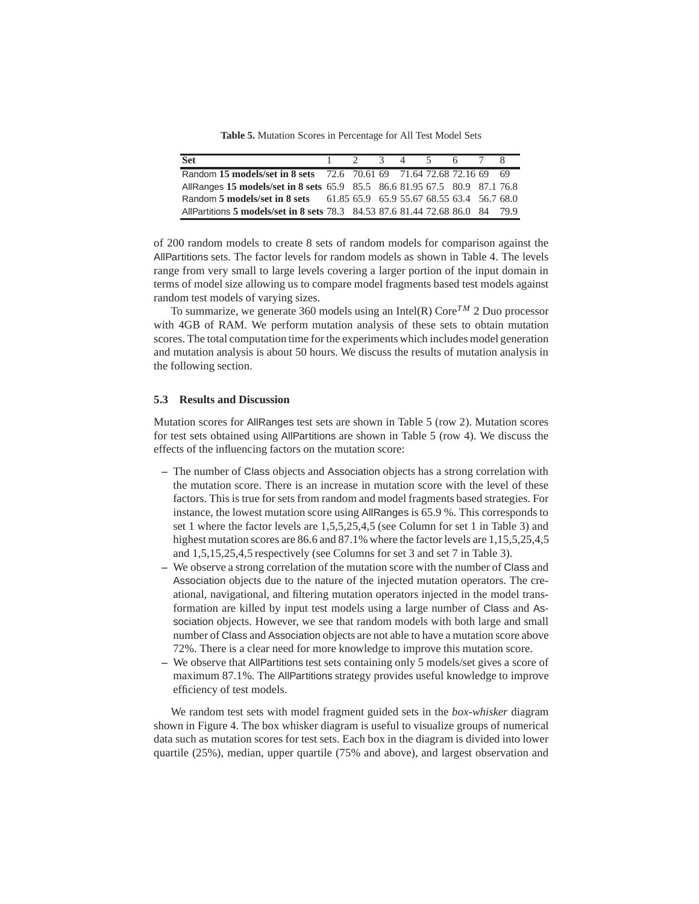**Table 5.** Mutation Scores in Percentage for All Test Model Sets

| Set | 1 | 2 | 3 | 4 | 5 | 6 | 7 | 8 |
|---|---|---|---|---|---|---|---|---|
| Random **15 models/set in 8 sets** | 72.6 | 70.61 | 69 | 71.64 | 72.68 | 72.16 | 69 | 69 |
| AllRanges **15 models/set in 8 sets** | 65.9 | 85.5 | 86.6 | 81.95 | 67.5 | 80.9 | 87.1 | 76.8 |
| Random **5 models/set in 8 sets** | 61.85 | 65.9 | 65.9 | 55.67 | 68.55 | 63.4 | 56.7 | 68.0 |
| AllPartitions **5 models/set in 8 sets** | 78.3 | 84.53 | 87.6 | 81.44 | 72.68 | 86.0 | 84 | 79.9 |

of 200 random models to create 8 sets of random models for comparison against the AllPartitions sets. The factor levels for random models as shown in Table 4. The levels range from very small to large levels covering a larger portion of the input domain in terms of model size allowing us to compare model fragments based test models against random test models of varying sizes.

To summarize, we generate 360 models using an Intel(R) Core$^{TM}$ 2 Duo processor with 4GB of RAM. We perform mutation analysis of these sets to obtain mutation scores. The total computation time for the experiments which includes model generation and mutation analysis is about 50 hours. We discuss the results of mutation analysis in the following section.

### 5.3 Results and Discussion

Mutation scores for AllRanges test sets are shown in Table 5 (row 2). Mutation scores for test sets obtained using AllPartitions are shown in Table 5 (row 4). We discuss the effects of the influencing factors on the mutation score:

- The number of Class objects and Association objects has a strong correlation with the mutation score. There is an increase in mutation score with the level of these factors. This is true for sets from random and model fragments based strategies. For instance, the lowest mutation score using AllRanges is 65.9 %. This corresponds to set 1 where the factor levels are 1,5,5,25,4,5 (see Column for set 1 in Table 3) and highest mutation scores are 86.6 and 87.1% where the factor levels are 1,15,5,25,4,5 and 1,5,15,25,4,5 respectively (see Columns for set 3 and set 7 in Table 3).
- We observe a strong correlation of the mutation score with the number of Class and Association objects due to the nature of the injected mutation operators. The creational, navigational, and filtering mutation operators injected in the model transformation are killed by input test models using a large number of Class and Association objects. However, we see that random models with both large and small number of Class and Association objects are not able to have a mutation score above 72%. There is a clear need for more knowledge to improve this mutation score.
- We observe that AllPartitions test sets containing only 5 models/set gives a score of maximum 87.1%. The AllPartitions strategy provides useful knowledge to improve efficiency of test models.

We random test sets with model fragment guided sets in the *box-whisker* diagram shown in Figure 4. The box whisker diagram is useful to visualize groups of numerical data such as mutation scores for test sets. Each box in the diagram is divided into lower quartile (25%), median, upper quartile (75% and above), and largest observation and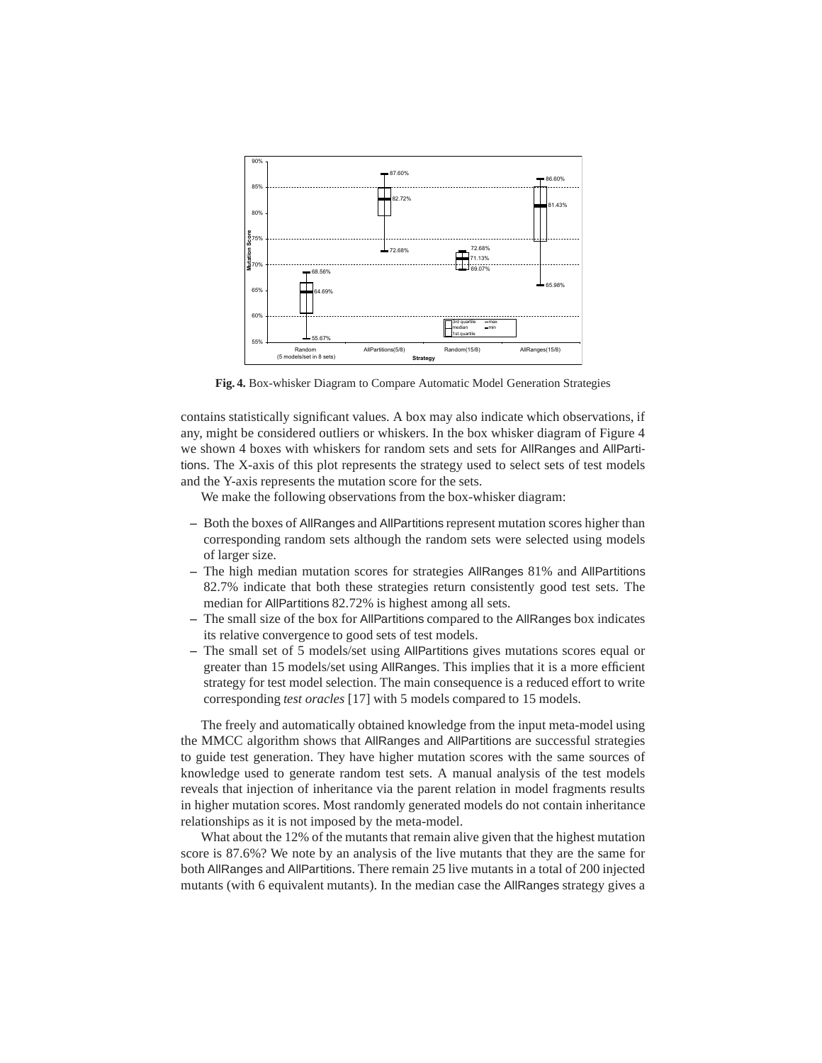**Fig. 4.** Box-whisker Diagram to Compare Automatic Model Generation Strategies

contains statistically significant values. A box may also indicate which observations, if any, might be considered outliers or whiskers. In the box whisker diagram of Figure 4 we shown 4 boxes with whiskers for random sets and sets for AllRanges and AllPartitions. The X-axis of this plot represents the strategy used to select sets of test models and the Y-axis represents the mutation score for the sets.

We make the following observations from the box-whisker diagram:

- Both the boxes of AllRanges and AllPartitions represent mutation scores higher than corresponding random sets although the random sets were selected using models of larger size.
- The high median mutation scores for strategies AllRanges 81% and AllPartitions 82.7% indicate that both these strategies return consistently good test sets. The median for AllPartitions 82.72% is highest among all sets.
- The small size of the box for AllPartitions compared to the AllRanges box indicates its relative convergence to good sets of test models.
- The small set of 5 models/set using AllPartitions gives mutations scores equal or greater than 15 models/set using AllRanges. This implies that it is a more efficient strategy for test model selection. The main consequence is a reduced effort to write corresponding *test oracles* [17] with 5 models compared to 15 models.

The freely and automatically obtained knowledge from the input meta-model using the MMCC algorithm shows that AllRanges and AllPartitions are successful strategies to guide test generation. They have higher mutation scores with the same sources of knowledge used to generate random test sets. A manual analysis of the test models reveals that injection of inheritance via the parent relation in model fragments results in higher mutation scores. Most randomly generated models do not contain inheritance relationships as it is not imposed by the meta-model.

What about the 12% of the mutants that remain alive given that the highest mutation score is 87.6%? We note by an analysis of the live mutants that they are the same for both AllRanges and AllPartitions. There remain 25 live mutants in a total of 200 injected mutants (with 6 equivalent mutants). In the median case the AllRanges strategy gives a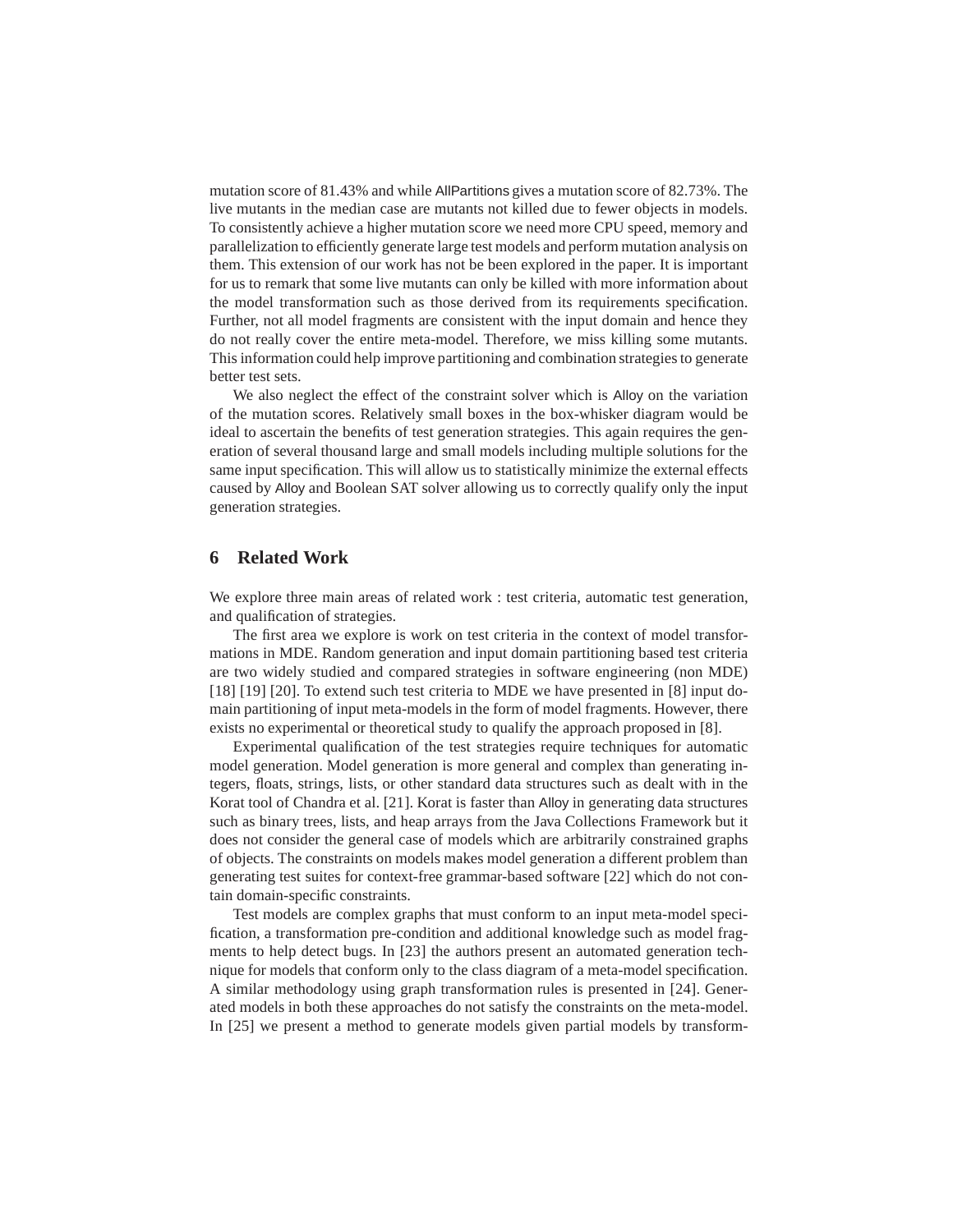mutation score of 81.43% and while AllPartitions gives a mutation score of 82.73%. The live mutants in the median case are mutants not killed due to fewer objects in models. To consistently achieve a higher mutation score we need more CPU speed, memory and parallelization to efficiently generate large test models and perform mutation analysis on them. This extension of our work has not be been explored in the paper. It is important for us to remark that some live mutants can only be killed with more information about the model transformation such as those derived from its requirements specification. Further, not all model fragments are consistent with the input domain and hence they do not really cover the entire meta-model. Therefore, we miss killing some mutants. This information could help improve partitioning and combination strategies to generate better test sets.

We also neglect the effect of the constraint solver which is Alloy on the variation of the mutation scores. Relatively small boxes in the box-whisker diagram would be ideal to ascertain the benefits of test generation strategies. This again requires the generation of several thousand large and small models including multiple solutions for the same input specification. This will allow us to statistically minimize the external effects caused by Alloy and Boolean SAT solver allowing us to correctly qualify only the input generation strategies.

## 6 Related Work

We explore three main areas of related work : test criteria, automatic test generation, and qualification of strategies.

The first area we explore is work on test criteria in the context of model transformations in MDE. Random generation and input domain partitioning based test criteria are two widely studied and compared strategies in software engineering (non MDE) [18] [19] [20]. To extend such test criteria to MDE we have presented in [8] input domain partitioning of input meta-models in the form of model fragments. However, there exists no experimental or theoretical study to qualify the approach proposed in [8].

Experimental qualification of the test strategies require techniques for automatic model generation. Model generation is more general and complex than generating integers, floats, strings, lists, or other standard data structures such as dealt with in the Korat tool of Chandra et al. [21]. Korat is faster than Alloy in generating data structures such as binary trees, lists, and heap arrays from the Java Collections Framework but it does not consider the general case of models which are arbitrarily constrained graphs of objects. The constraints on models makes model generation a different problem than generating test suites for context-free grammar-based software [22] which do not contain domain-specific constraints.

Test models are complex graphs that must conform to an input meta-model specification, a transformation pre-condition and additional knowledge such as model fragments to help detect bugs. In [23] the authors present an automated generation technique for models that conform only to the class diagram of a meta-model specification. A similar methodology using graph transformation rules is presented in [24]. Generated models in both these approaches do not satisfy the constraints on the meta-model. In [25] we present a method to generate models given partial models by transform-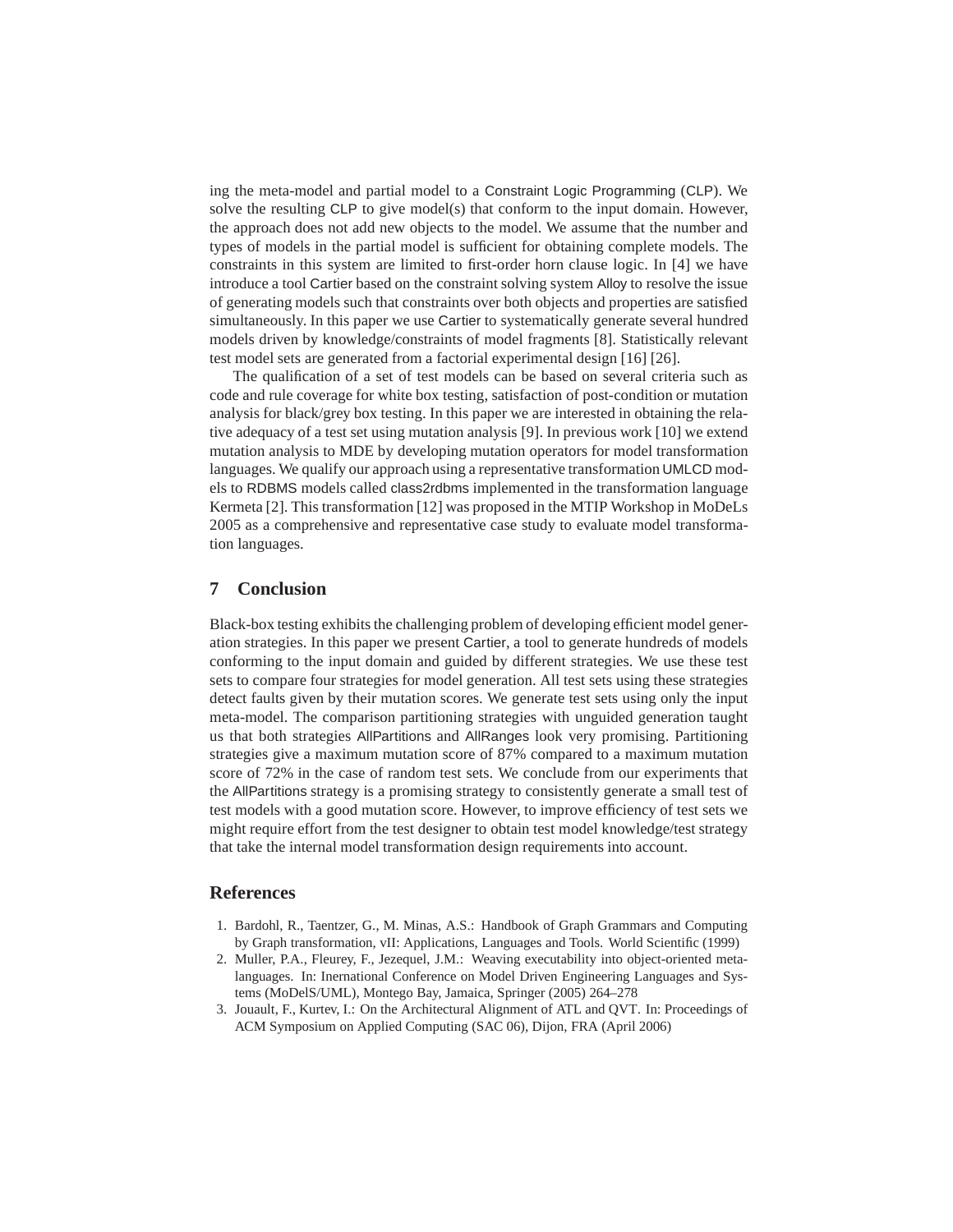ing the meta-model and partial model to a Constraint Logic Programming (CLP). We solve the resulting CLP to give model(s) that conform to the input domain. However, the approach does not add new objects to the model. We assume that the number and types of models in the partial model is sufficient for obtaining complete models. The constraints in this system are limited to first-order horn clause logic. In [4] we have introduce a tool Cartier based on the constraint solving system Alloy to resolve the issue of generating models such that constraints over both objects and properties are satisfied simultaneously. In this paper we use Cartier to systematically generate several hundred models driven by knowledge/constraints of model fragments [8]. Statistically relevant test model sets are generated from a factorial experimental design [16] [26].

The qualification of a set of test models can be based on several criteria such as code and rule coverage for white box testing, satisfaction of post-condition or mutation analysis for black/grey box testing. In this paper we are interested in obtaining the relative adequacy of a test set using mutation analysis [9]. In previous work [10] we extend mutation analysis to MDE by developing mutation operators for model transformation languages. We qualify our approach using a representative transformation UMLCD models to RDBMS models called class2rdbms implemented in the transformation language Kermeta [2]. This transformation [12] was proposed in the MTIP Workshop in MoDeLs 2005 as a comprehensive and representative case study to evaluate model transformation languages.

## 7 Conclusion

Black-box testing exhibits the challenging problem of developing efficient model generation strategies. In this paper we present Cartier, a tool to generate hundreds of models conforming to the input domain and guided by different strategies. We use these test sets to compare four strategies for model generation. All test sets using these strategies detect faults given by their mutation scores. We generate test sets using only the input meta-model. The comparison partitioning strategies with unguided generation taught us that both strategies AllPartitions and AllRanges look very promising. Partitioning strategies give a maximum mutation score of 87% compared to a maximum mutation score of 72% in the case of random test sets. We conclude from our experiments that the AllPartitions strategy is a promising strategy to consistently generate a small test of test models with a good mutation score. However, to improve efficiency of test sets we might require effort from the test designer to obtain test model knowledge/test strategy that take the internal model transformation design requirements into account.

## References

1. Bardohl, R., Taentzer, G., M. Minas, A.S.: Handbook of Graph Grammars and Computing by Graph transformation, vII: Applications, Languages and Tools. World Scientific (1999)
2. Muller, P.A., Fleurey, F., Jezequel, J.M.: Weaving executability into object-oriented meta-languages. In: Inernational Conference on Model Driven Engineering Languages and Systems (MoDelS/UML), Montego Bay, Jamaica, Springer (2005) 264–278
3. Jouault, F., Kurtev, I.: On the Architectural Alignment of ATL and QVT. In: Proceedings of ACM Symposium on Applied Computing (SAC 06), Dijon, FRA (April 2006)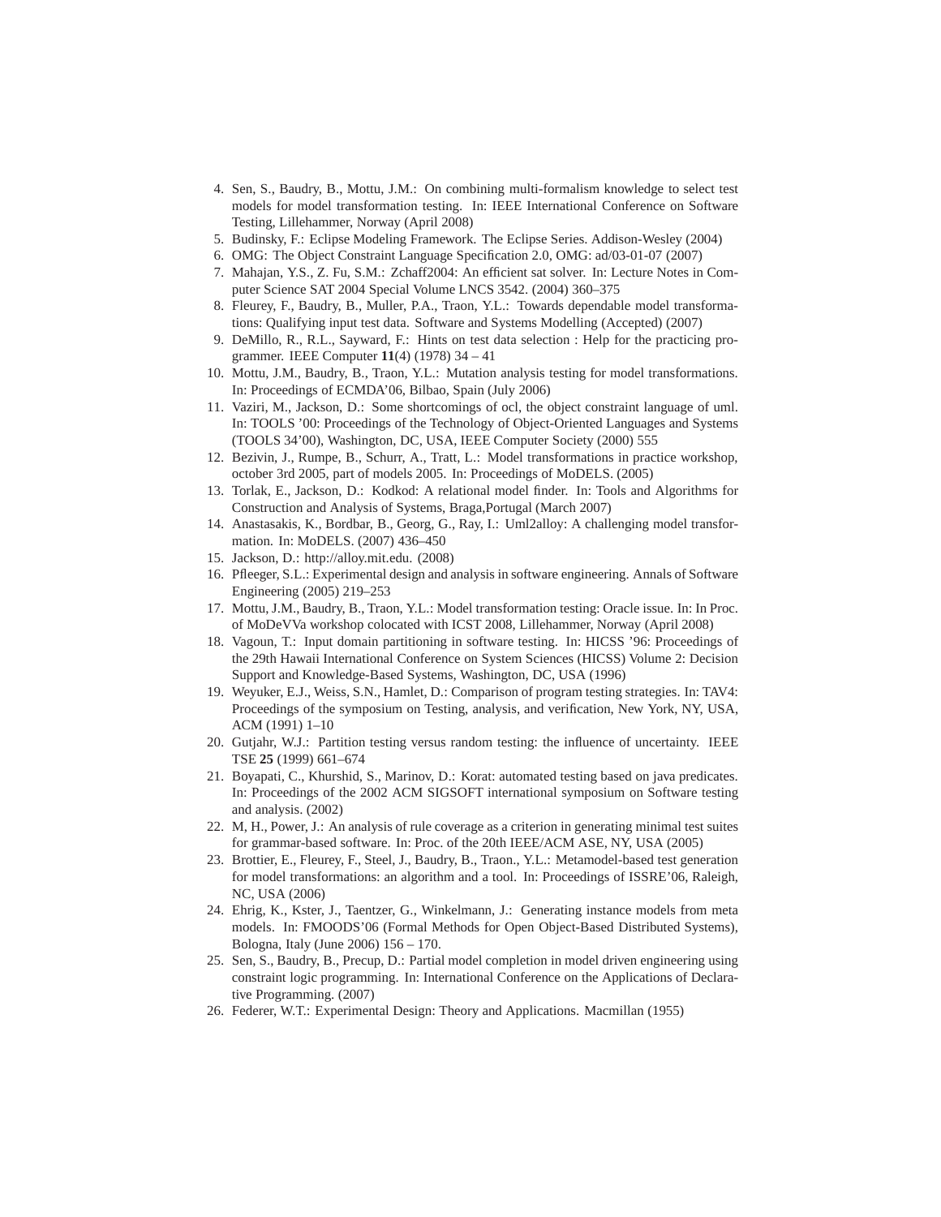4. Sen, S., Baudry, B., Mottu, J.M.: On combining multi-formalism knowledge to select test models for model transformation testing. In: IEEE International Conference on Software Testing, Lillehammer, Norway (April 2008)
5. Budinsky, F.: Eclipse Modeling Framework. The Eclipse Series. Addison-Wesley (2004)
6. OMG: The Object Constraint Language Specification 2.0, OMG: ad/03-01-07 (2007)
7. Mahajan, Y.S., Z. Fu, S.M.: Zchaff2004: An efficient sat solver. In: Lecture Notes in Computer Science SAT 2004 Special Volume LNCS 3542. (2004) 360–375
8. Fleurey, F., Baudry, B., Muller, P.A., Traon, Y.L.: Towards dependable model transformations: Qualifying input test data. Software and Systems Modelling (Accepted) (2007)
9. DeMillo, R., R.L., Sayward, F.: Hints on test data selection : Help for the practicing programmer. IEEE Computer **11**(4) (1978) 34 – 41
10. Mottu, J.M., Baudry, B., Traon, Y.L.: Mutation analysis testing for model transformations. In: Proceedings of ECMDA'06, Bilbao, Spain (July 2006)
11. Vaziri, M., Jackson, D.: Some shortcomings of ocl, the object constraint language of uml. In: TOOLS '00: Proceedings of the Technology of Object-Oriented Languages and Systems (TOOLS 34'00), Washington, DC, USA, IEEE Computer Society (2000) 555
12. Bezivin, J., Rumpe, B., Schurr, A., Tratt, L.: Model transformations in practice workshop, october 3rd 2005, part of models 2005. In: Proceedings of MoDELS. (2005)
13. Torlak, E., Jackson, D.: Kodkod: A relational model finder. In: Tools and Algorithms for Construction and Analysis of Systems, Braga,Portugal (March 2007)
14. Anastasakis, K., Bordbar, B., Georg, G., Ray, I.: Uml2alloy: A challenging model transformation. In: MoDELS. (2007) 436–450
15. Jackson, D.: http://alloy.mit.edu. (2008)
16. Pfleeger, S.L.: Experimental design and analysis in software engineering. Annals of Software Engineering (2005) 219–253
17. Mottu, J.M., Baudry, B., Traon, Y.L.: Model transformation testing: Oracle issue. In: In Proc. of MoDeVVa workshop colocated with ICST 2008, Lillehammer, Norway (April 2008)
18. Vagoun, T.: Input domain partitioning in software testing. In: HICSS '96: Proceedings of the 29th Hawaii International Conference on System Sciences (HICSS) Volume 2: Decision Support and Knowledge-Based Systems, Washington, DC, USA (1996)
19. Weyuker, E.J., Weiss, S.N., Hamlet, D.: Comparison of program testing strategies. In: TAV4: Proceedings of the symposium on Testing, analysis, and verification, New York, NY, USA, ACM (1991) 1–10
20. Gutjahr, W.J.: Partition testing versus random testing: the influence of uncertainty. IEEE TSE **25** (1999) 661–674
21. Boyapati, C., Khurshid, S., Marinov, D.: Korat: automated testing based on java predicates. In: Proceedings of the 2002 ACM SIGSOFT international symposium on Software testing and analysis. (2002)
22. M, H., Power, J.: An analysis of rule coverage as a criterion in generating minimal test suites for grammar-based software. In: Proc. of the 20th IEEE/ACM ASE, NY, USA (2005)
23. Brottier, E., Fleurey, F., Steel, J., Baudry, B., Traon., Y.L.: Metamodel-based test generation for model transformations: an algorithm and a tool. In: Proceedings of ISSRE'06, Raleigh, NC, USA (2006)
24. Ehrig, K., Kster, J., Taentzer, G., Winkelmann, J.: Generating instance models from meta models. In: FMOODS'06 (Formal Methods for Open Object-Based Distributed Systems), Bologna, Italy (June 2006) 156 – 170.
25. Sen, S., Baudry, B., Precup, D.: Partial model completion in model driven engineering using constraint logic programming. In: International Conference on the Applications of Declarative Programming. (2007)
26. Federer, W.T.: Experimental Design: Theory and Applications. Macmillan (1955)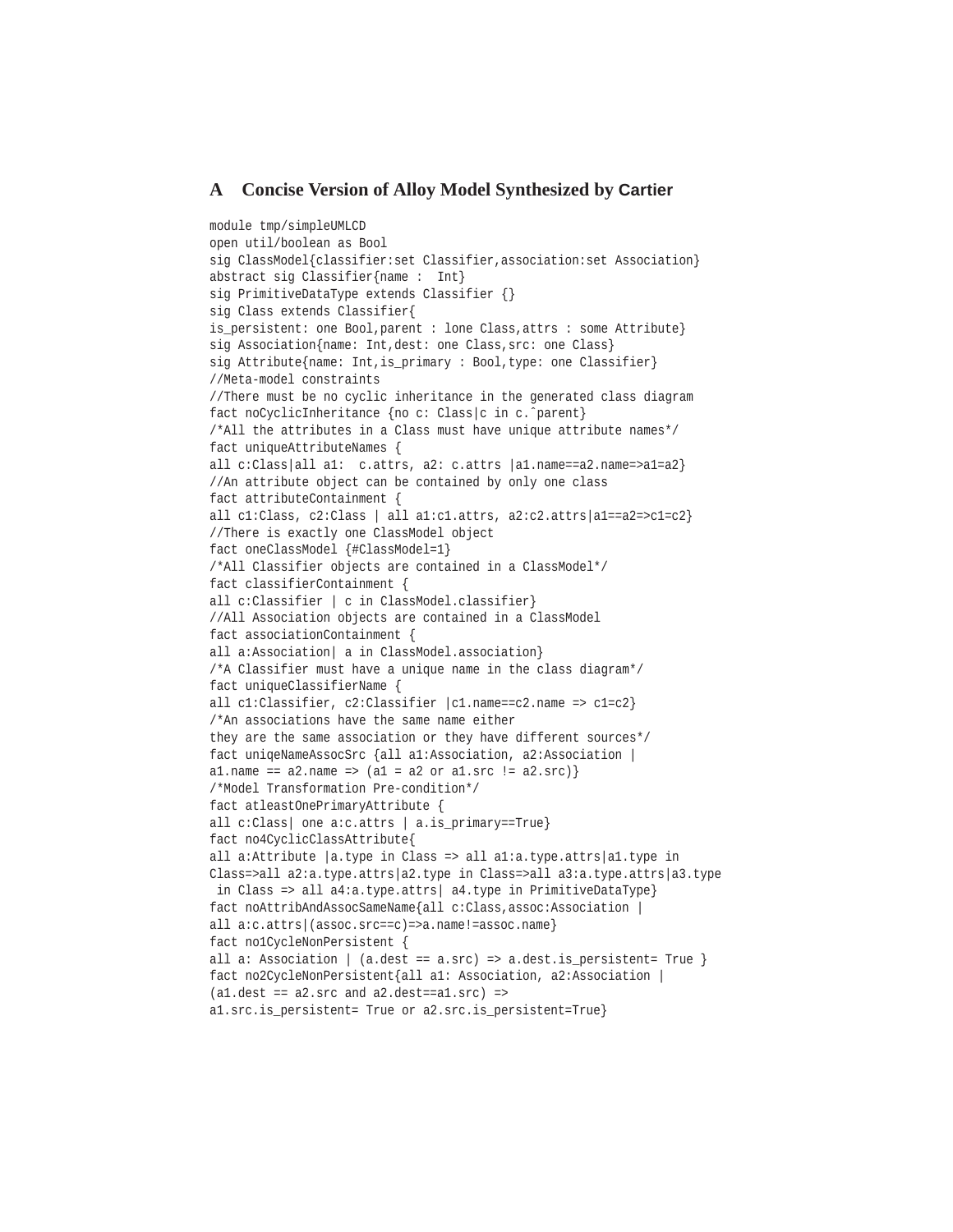## A Concise Version of Alloy Model Synthesized by Cartier

```
module tmp/simpleUMLCD
open util/boolean as Bool
sig ClassModel{classifier:set Classifier,association:set Association}
abstract sig Classifier{name :  Int}
sig PrimitiveDataType extends Classifier {}
sig Class extends Classifier{
is_persistent: one Bool,parent : lone Class,attrs : some Attribute}
sig Association{name: Int,dest: one Class,src: one Class}
sig Attribute{name: Int,is_primary : Bool,type: one Classifier}
//Meta-model constraints
//There must be no cyclic inheritance in the generated class diagram
fact noCyclicInheritance {no c: Class|c in c.^parent}
/*All the attributes in a Class must have unique attribute names*/
fact uniqueAttributeNames {
all c:Class|all a1:  c.attrs, a2: c.attrs |a1.name==a2.name=>a1=a2}
//An attribute object can be contained by only one class
fact attributeContainment {
all c1:Class, c2:Class | all a1:c1.attrs, a2:c2.attrs|a1==a2=>c1=c2}
//There is exactly one ClassModel object
fact oneClassModel {#ClassModel=1}
/*All Classifier objects are contained in a ClassModel*/
fact classifierContainment {
all c:Classifier | c in ClassModel.classifier}
//All Association objects are contained in a ClassModel
fact associationContainment {
all a:Association| a in ClassModel.association}
/*A Classifier must have a unique name in the class diagram*/
fact uniqueClassifierName {
all c1:Classifier, c2:Classifier |c1.name==c2.name => c1=c2}
/*An associations have the same name either
they are the same association or they have different sources*/
fact uniqeNameAssocSrc {all a1:Association, a2:Association |
a1.name == a2.name => (a1 = a2 or a1.src != a2.src)}
/*Model Transformation Pre-condition*/
fact atleastOnePrimaryAttribute {
all c:Class| one a:c.attrs | a.is_primary==True}
fact no4CyclicClassAttribute{
all a:Attribute |a.type in Class => all a1:a.type.attrs|a1.type in
Class=>all a2:a.type.attrs|a2.type in Class=>all a3:a.type.attrs|a3.type
 in Class => all a4:a.type.attrs| a4.type in PrimitiveDataType}
fact noAttribAndAssocSameName{all c:Class,assoc:Association |
all a:c.attrs|(assoc.src==c)=>a.name!=assoc.name}
fact no1CycleNonPersistent {
all a: Association | (a.dest == a.src) => a.dest.is_persistent= True }
fact no2CycleNonPersistent{all a1: Association, a2:Association |
(a1.dest == a2.src and a2.dest==a1.src) =>
a1.src.is_persistent= True or a2.src.is_persistent=True}
```